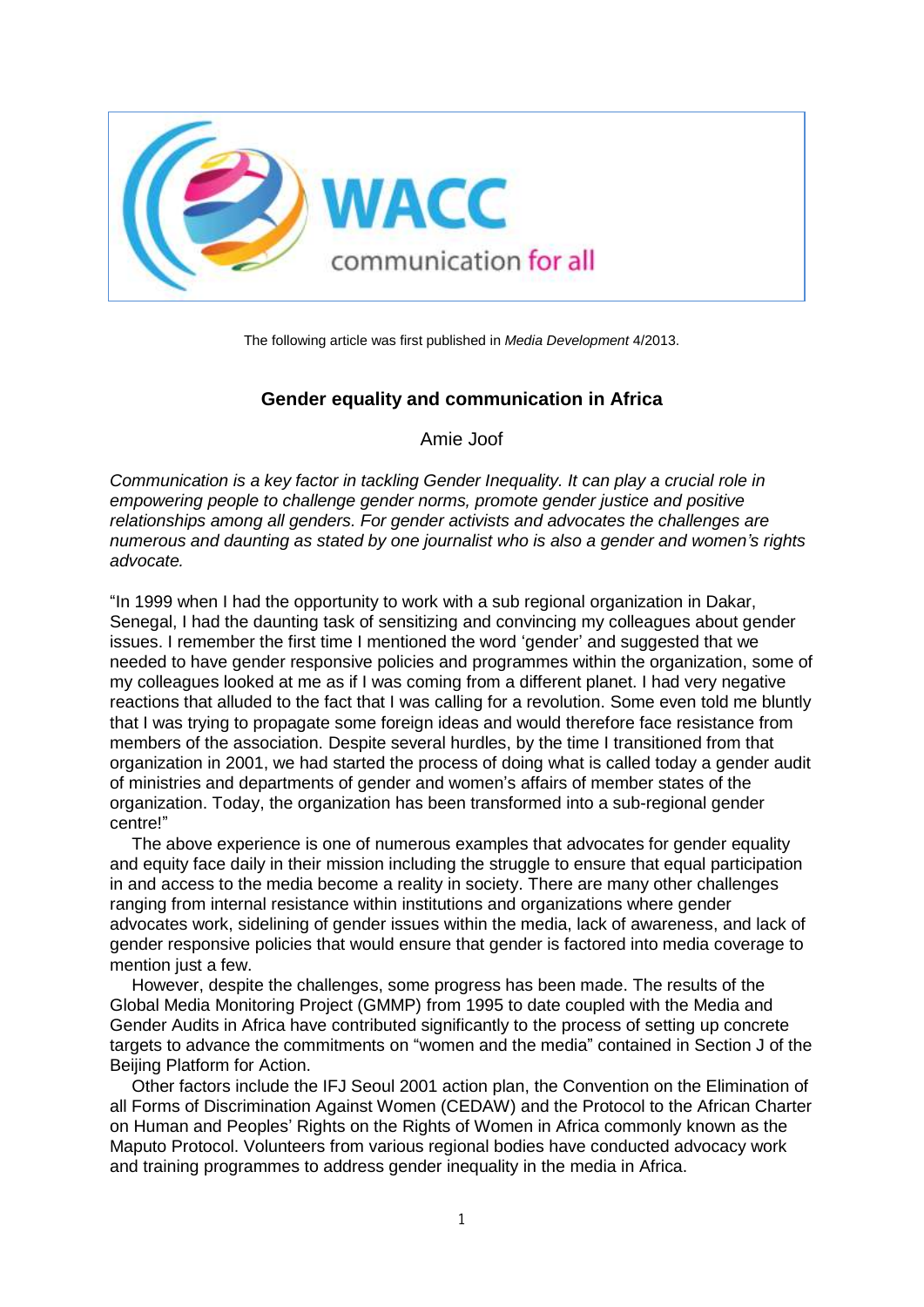The following article was first published in *Media Development* 4/2013.

# Gender equality and communication in Africa

Amie Joof

*Communication is a key factor in tackling Gender Inequality. It can play a crucial role in empowering people to challenge gender norms, promote gender justice and positive relationships among all genders. For gender activists and advocates the challenges are numerous and daunting as stated by one journalist who is also a gender and women's rights advocate.*

"In 1999 when I had the opportunity to work with a sub regional organization in Dakar, Senegal, I had the daunting task of sensitizing and convincing my colleagues about gender issues. I remember the first time I mentioned the word 'gender' and suggested that we needed to have gender responsive policies and programmes within the organization, some of my colleagues looked at me as if I was coming from a different planet. I had very negative reactions that alluded to the fact that I was calling for a revolution. Some even told me bluntly that I was trying to propagate some foreign ideas and would therefore face resistance from members of the association. Despite several hurdles, by the time I transitioned from that organization in 2001, we had started the process of doing what is called today a gender audit of ministries and departments of gender and women's affairs of member states of the organization. Today, the organization has been transformed into a sub-regional gender centre!"

The above experience is one of numerous examples that advocates for gender equality and equity face daily in their mission including the struggle to ensure that equal participation in and access to the media become a reality in society. There are many other challenges ranging from internal resistance within institutions and organizations where gender advocates work, sidelining of gender issues within the media, lack of awareness, and lack of gender responsive policies that would ensure that gender is factored into media coverage to mention just a few.

However, despite the challenges, some progress has been made. The results of the Global Media Monitoring Project (GMMP) from 1995 to date coupled with the Media and Gender Audits in Africa have contributed significantly to the process of setting up concrete targets to advance the commitments on "women and the media" contained in Section J of the Beijing Platform for Action.

Other factors include the IFJ Seoul 2001 action plan, the Convention on the Elimination of all Forms of Discrimination Against Women (CEDAW) and the Protocol to the African Charter on Human and Peoples' Rights on the Rights of Women in Africa commonly known as the Maputo Protocol. Volunteers from various regional bodies have conducted advocacy work and training programmes to address gender inequality in the media in Africa.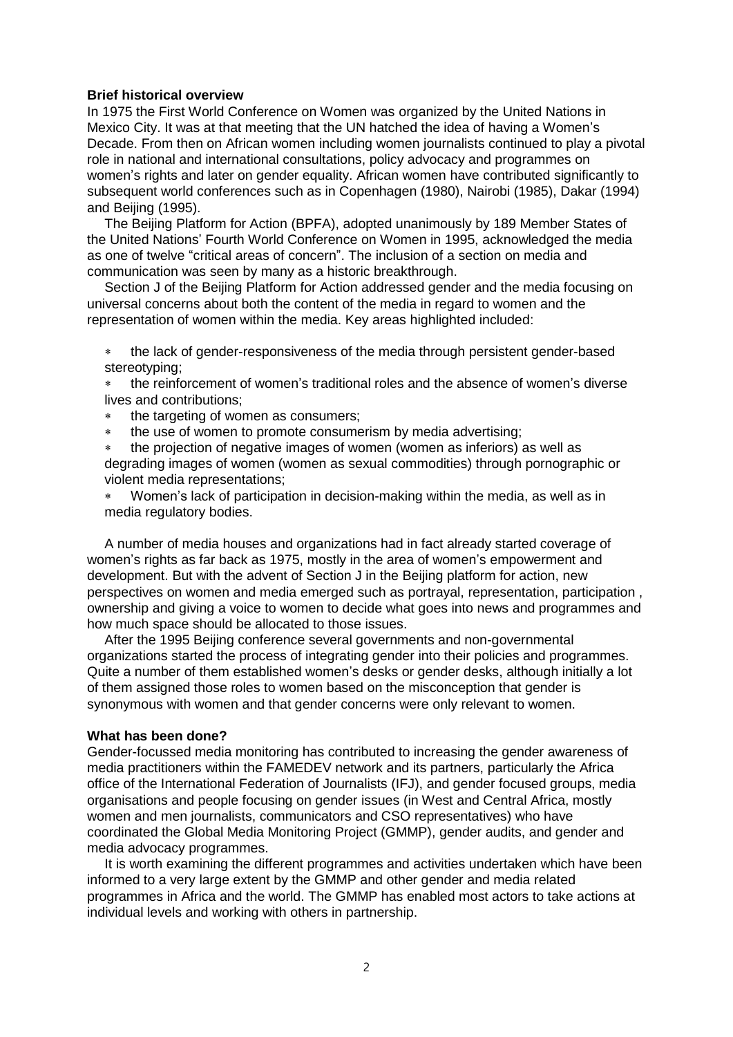**Brief historical overview**

In 1975 the First World Conference on Women was organized by the United Nations in Mexico City. It was at that meeting that the UN hatched the idea of having a Women's Decade. From then on African women including women journalists continued to play a pivotal role in national and international consultations, policy advocacy and programmes on women's rights and later on gender equality. African women have contributed significantly to subsequent world conferences such as in Copenhagen (1980), Nairobi (1985), Dakar (1994) and Beijing (1995).

The Beijing Platform for Action (BPFA), adopted unanimously by 189 Member States of the United Nations' Fourth World Conference on Women in 1995, acknowledged the media as one of twelve "critical areas of concern". The inclusion of a section on media and communication was seen by many as a historic breakthrough.

Section J of the Beijing Platform for Action addressed gender and the media focusing on universal concerns about both the content of the media in regard to women and the representation of women within the media. Key areas highlighted included:

- the lack of gender-responsiveness of the media through persistent gender-based stereotyping;
- the reinforcement of women's traditional roles and the absence of women's diverse lives and contributions;
- the targeting of women as consumers;
- the use of women to promote consumerism by media advertising;
- the projection of negative images of women (women as inferiors) as well as degrading images of women (women as sexual commodities) through pornographic or violent media representations;
- Women's lack of participation in decision-making within the media, as well as in media regulatory bodies.

A number of media houses and organizations had in fact already started coverage of women's rights as far back as 1975, mostly in the area of women's empowerment and development. But with the advent of Section J in the Beijing platform for action, new perspectives on women and media emerged such as portrayal, representation, participation , ownership and giving a voice to women to decide what goes into news and programmes and how much space should be allocated to those issues.

After the 1995 Beijing conference several governments and non-governmental organizations started the process of integrating gender into their policies and programmes. Quite a number of them established women's desks or gender desks, although initially a lot of them assigned those roles to women based on the misconception that gender is synonymous with women and that gender concerns were only relevant to women.

**What has been done?**

Gender-focussed media monitoring has contributed to increasing the gender awareness of media practitioners within the FAMEDEV network and its partners, particularly the Africa office of the International Federation of Journalists (IFJ), and gender focused groups, media organisations and people focusing on gender issues (in West and Central Africa, mostly women and men journalists, communicators and CSO representatives) who have coordinated the Global Media Monitoring Project (GMMP), gender audits, and gender and media advocacy programmes.

It is worth examining the different programmes and activities undertaken which have been informed to a very large extent by the GMMP and other gender and media related programmes in Africa and the world. The GMMP has enabled most actors to take actions at individual levels and working with others in partnership.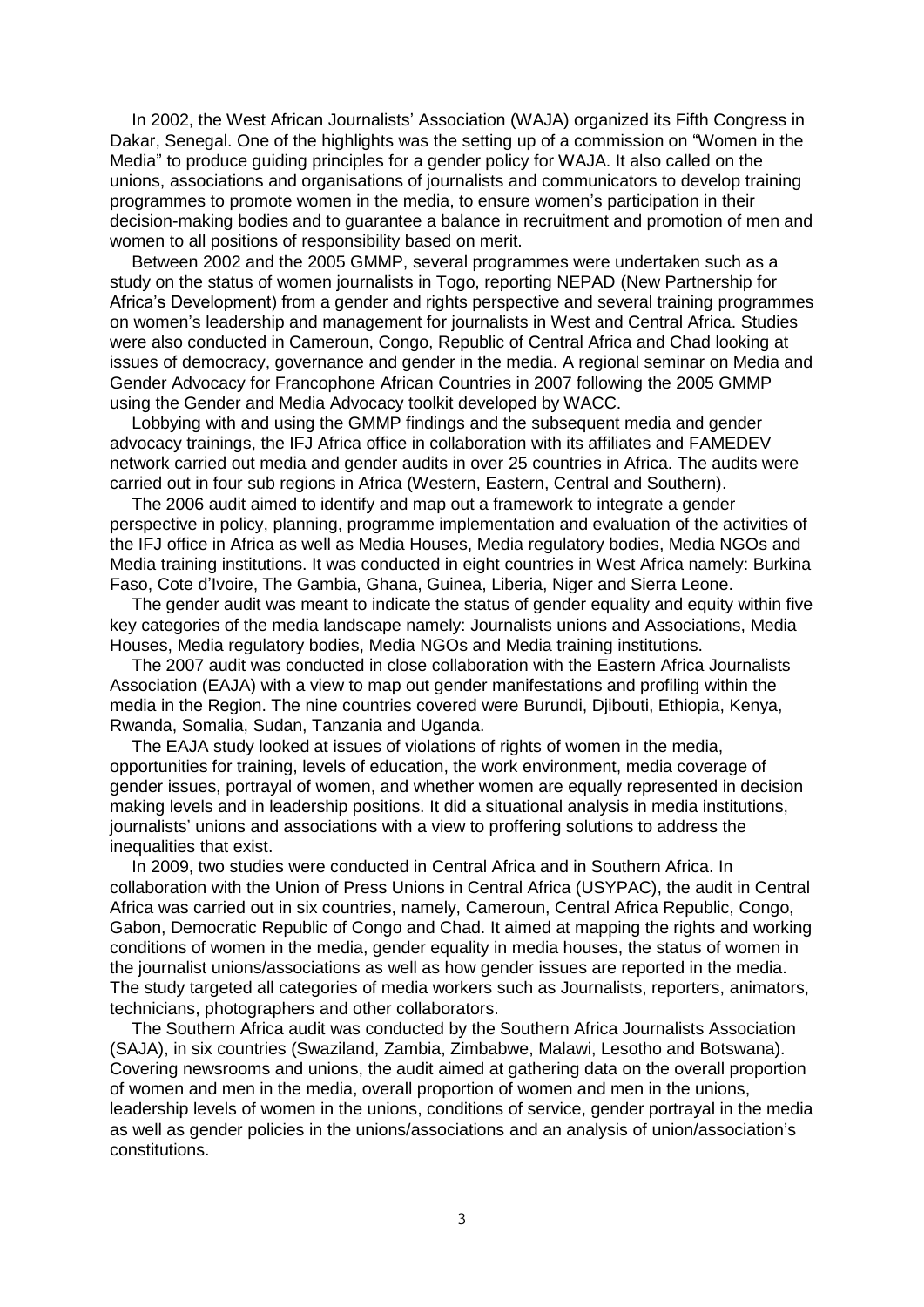In 2002, the West African Journalists' Association (WAJA) organized its Fifth Congress in Dakar, Senegal. One of the highlights was the setting up of a commission on "Women in the Media" to produce guiding principles for a gender policy for WAJA. It also called on the unions, associations and organisations of journalists and communicators to develop training programmes to promote women in the media, to ensure women's participation in their decision-making bodies and to guarantee a balance in recruitment and promotion of men and women to all positions of responsibility based on merit.

Between 2002 and the 2005 GMMP, several programmes were undertaken such as a study on the status of women journalists in Togo, reporting NEPAD (New Partnership for Africa's Development) from a gender and rights perspective and several training programmes on women's leadership and management for journalists in West and Central Africa. Studies were also conducted in Cameroun, Congo, Republic of Central Africa and Chad looking at issues of democracy, governance and gender in the media. A regional seminar on Media and Gender Advocacy for Francophone African Countries in 2007 following the 2005 GMMP using the Gender and Media Advocacy toolkit developed by WACC.

Lobbying with and using the GMMP findings and the subsequent media and gender advocacy trainings, the IFJ Africa office in collaboration with its affiliates and FAMEDEV network carried out media and gender audits in over 25 countries in Africa. The audits were carried out in four sub regions in Africa (Western, Eastern, Central and Southern).

The 2006 audit aimed to identify and map out a framework to integrate a gender perspective in policy, planning, programme implementation and evaluation of the activities of the IFJ office in Africa as well as Media Houses, Media regulatory bodies, Media NGOs and Media training institutions. It was conducted in eight countries in West Africa namely: Burkina Faso, Cote d'Ivoire, The Gambia, Ghana, Guinea, Liberia, Niger and Sierra Leone.

The gender audit was meant to indicate the status of gender equality and equity within five key categories of the media landscape namely: Journalists unions and Associations, Media Houses, Media regulatory bodies, Media NGOs and Media training institutions.

The 2007 audit was conducted in close collaboration with the Eastern Africa Journalists Association (EAJA) with a view to map out gender manifestations and profiling within the media in the Region. The nine countries covered were Burundi, Djibouti, Ethiopia, Kenya, Rwanda, Somalia, Sudan, Tanzania and Uganda.

The EAJA study looked at issues of violations of rights of women in the media, opportunities for training, levels of education, the work environment, media coverage of gender issues, portrayal of women, and whether women are equally represented in decision making levels and in leadership positions. It did a situational analysis in media institutions, journalists' unions and associations with a view to proffering solutions to address the inequalities that exist.

In 2009, two studies were conducted in Central Africa and in Southern Africa. In collaboration with the Union of Press Unions in Central Africa (USYPAC), the audit in Central Africa was carried out in six countries, namely, Cameroun, Central Africa Republic, Congo, Gabon, Democratic Republic of Congo and Chad. It aimed at mapping the rights and working conditions of women in the media, gender equality in media houses, the status of women in the journalist unions/associations as well as how gender issues are reported in the media. The study targeted all categories of media workers such as Journalists, reporters, animators, technicians, photographers and other collaborators.

The Southern Africa audit was conducted by the Southern Africa Journalists Association (SAJA), in six countries (Swaziland, Zambia, Zimbabwe, Malawi, Lesotho and Botswana). Covering newsrooms and unions, the audit aimed at gathering data on the overall proportion of women and men in the media, overall proportion of women and men in the unions, leadership levels of women in the unions, conditions of service, gender portrayal in the media as well as gender policies in the unions/associations and an analysis of union/association's constitutions.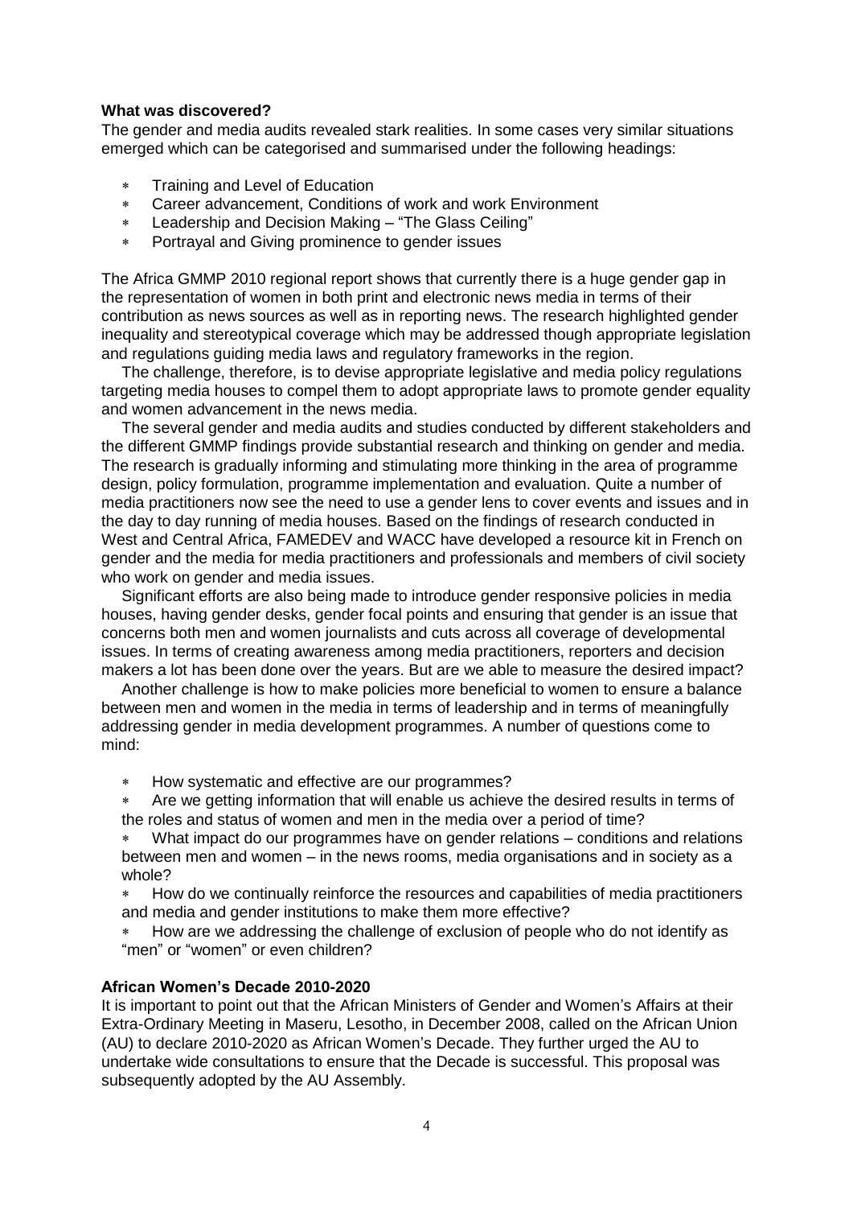### What was discovered?

The gender and media audits revealed stark realities. In some cases very similar situations emerged which can be categorised and summarised under the following headings:

- Training and Level of Education
- Career advancement, Conditions of work and work Environment
- Leadership and Decision Making – "The Glass Ceiling"
- Portrayal and Giving prominence to gender issues

The Africa GMMP 2010 regional report shows that currently there is a huge gender gap in the representation of women in both print and electronic news media in terms of their contribution as news sources as well as in reporting news. The research highlighted gender inequality and stereotypical coverage which may be addressed though appropriate legislation and regulations guiding media laws and regulatory frameworks in the region.

The challenge, therefore, is to devise appropriate legislative and media policy regulations targeting media houses to compel them to adopt appropriate laws to promote gender equality and women advancement in the news media.

The several gender and media audits and studies conducted by different stakeholders and the different GMMP findings provide substantial research and thinking on gender and media. The research is gradually informing and stimulating more thinking in the area of programme design, policy formulation, programme implementation and evaluation. Quite a number of media practitioners now see the need to use a gender lens to cover events and issues and in the day to day running of media houses. Based on the findings of research conducted in West and Central Africa, FAMEDEV and WACC have developed a resource kit in French on gender and the media for media practitioners and professionals and members of civil society who work on gender and media issues.

Significant efforts are also being made to introduce gender responsive policies in media houses, having gender desks, gender focal points and ensuring that gender is an issue that concerns both men and women journalists and cuts across all coverage of developmental issues. In terms of creating awareness among media practitioners, reporters and decision makers a lot has been done over the years. But are we able to measure the desired impact?

Another challenge is how to make policies more beneficial to women to ensure a balance between men and women in the media in terms of leadership and in terms of meaningfully addressing gender in media development programmes. A number of questions come to mind:

- How systematic and effective are our programmes?
- Are we getting information that will enable us achieve the desired results in terms of the roles and status of women and men in the media over a period of time?
- What impact do our programmes have on gender relations – conditions and relations between men and women – in the news rooms, media organisations and in society as a whole?
- How do we continually reinforce the resources and capabilities of media practitioners and media and gender institutions to make them more effective?
- How are we addressing the challenge of exclusion of people who do not identify as "men" or "women" or even children?

### African Women's Decade 2010-2020

It is important to point out that the African Ministers of Gender and Women's Affairs at their Extra-Ordinary Meeting in Maseru, Lesotho, in December 2008, called on the African Union (AU) to declare 2010-2020 as African Women's Decade. They further urged the AU to undertake wide consultations to ensure that the Decade is successful. This proposal was subsequently adopted by the AU Assembly.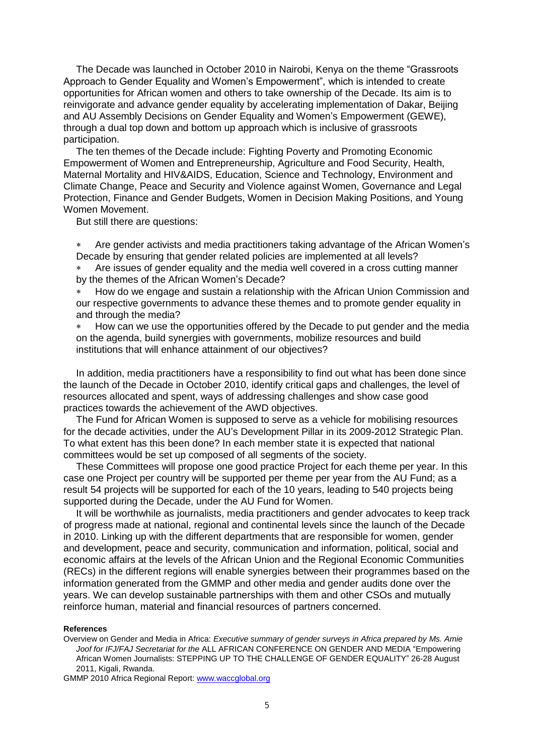The Decade was launched in October 2010 in Nairobi, Kenya on the theme "Grassroots Approach to Gender Equality and Women's Empowerment", which is intended to create opportunities for African women and others to take ownership of the Decade. Its aim is to reinvigorate and advance gender equality by accelerating implementation of Dakar, Beijing and AU Assembly Decisions on Gender Equality and Women's Empowerment (GEWE), through a dual top down and bottom up approach which is inclusive of grassroots participation.

The ten themes of the Decade include: Fighting Poverty and Promoting Economic Empowerment of Women and Entrepreneurship, Agriculture and Food Security, Health, Maternal Mortality and HIV&AIDS, Education, Science and Technology, Environment and Climate Change, Peace and Security and Violence against Women, Governance and Legal Protection, Finance and Gender Budgets, Women in Decision Making Positions, and Young Women Movement.

But still there are questions:

- Are gender activists and media practitioners taking advantage of the African Women's Decade by ensuring that gender related policies are implemented at all levels?
- Are issues of gender equality and the media well covered in a cross cutting manner by the themes of the African Women's Decade?
- How do we engage and sustain a relationship with the African Union Commission and our respective governments to advance these themes and to promote gender equality in and through the media?
- How can we use the opportunities offered by the Decade to put gender and the media on the agenda, build synergies with governments, mobilize resources and build institutions that will enhance attainment of our objectives?

In addition, media practitioners have a responsibility to find out what has been done since the launch of the Decade in October 2010, identify critical gaps and challenges, the level of resources allocated and spent, ways of addressing challenges and show case good practices towards the achievement of the AWD objectives.

The Fund for African Women is supposed to serve as a vehicle for mobilising resources for the decade activities, under the AU's Development Pillar in its 2009-2012 Strategic Plan. To what extent has this been done? In each member state it is expected that national committees would be set up composed of all segments of the society.

These Committees will propose one good practice Project for each theme per year. In this case one Project per country will be supported per theme per year from the AU Fund; as a result 54 projects will be supported for each of the 10 years, leading to 540 projects being supported during the Decade, under the AU Fund for Women.

It will be worthwhile as journalists, media practitioners and gender advocates to keep track of progress made at national, regional and continental levels since the launch of the Decade in 2010. Linking up with the different departments that are responsible for women, gender and development, peace and security, communication and information, political, social and economic affairs at the levels of the African Union and the Regional Economic Communities (RECs) in the different regions will enable synergies between their programmes based on the information generated from the GMMP and other media and gender audits done over the years. We can develop sustainable partnerships with them and other CSOs and mutually reinforce human, material and financial resources of partners concerned.

**References**

Overview on Gender and Media in Africa: *Executive summary of gender surveys in Africa prepared by Ms. Amie Joof for IFJ/FAJ Secretariat for the* ALL AFRICAN CONFERENCE ON GENDER AND MEDIA "Empowering African Women Journalists: STEPPING UP TO THE CHALLENGE OF GENDER EQUALITY" 26-28 August 2011, Kigali, Rwanda.

GMMP 2010 Africa Regional Report: [www.waccglobal.org](http://www.waccglobal.org)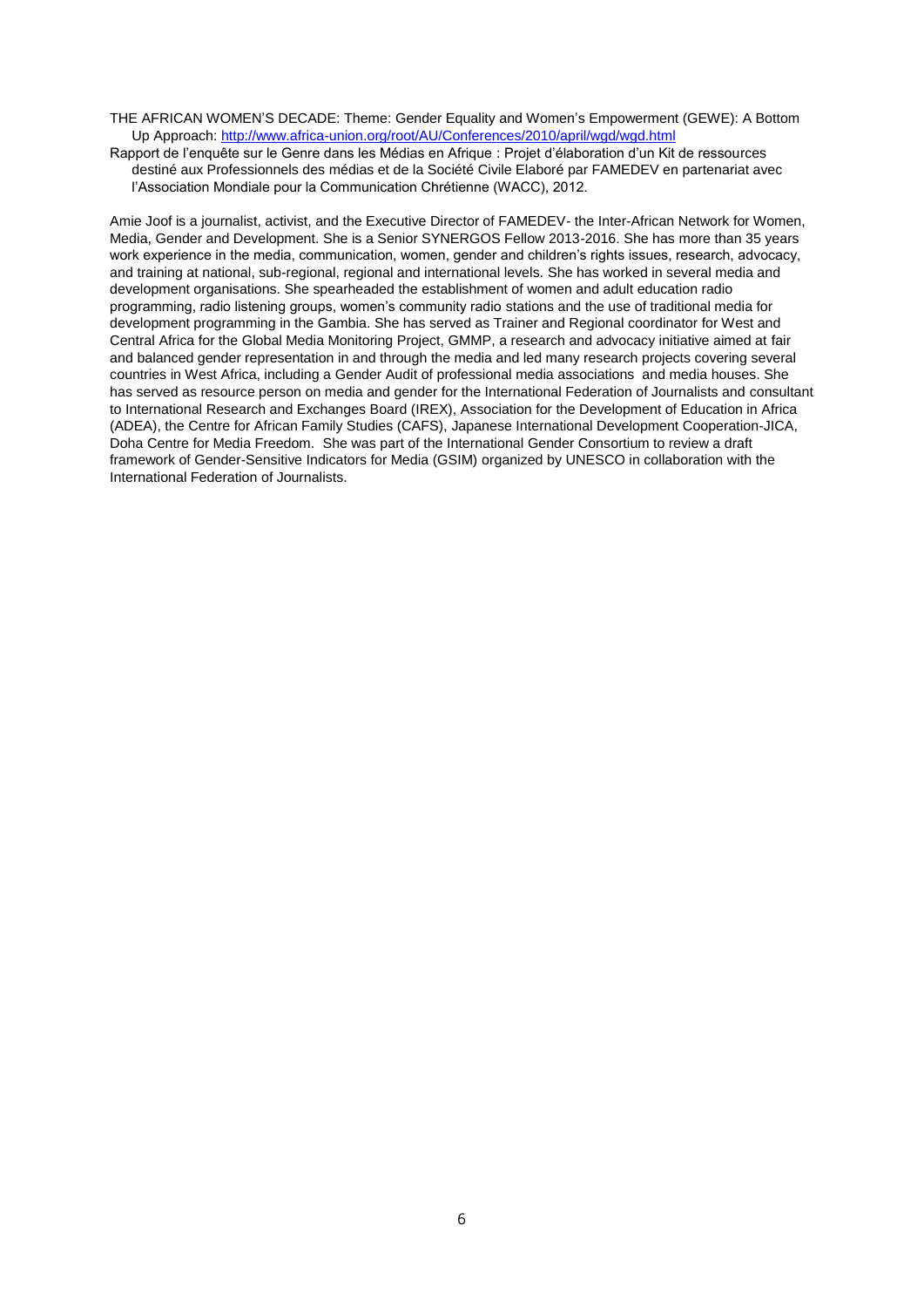THE AFRICAN WOMEN'S DECADE: Theme: Gender Equality and Women's Empowerment (GEWE): A Bottom Up Approach: http://www.africa-union.org/root/AU/Conferences/2010/april/wgd/wgd.html

Rapport de l'enquête sur le Genre dans les Médias en Afrique : Projet d'élaboration d'un Kit de ressources destiné aux Professionnels des médias et de la Société Civile Elaboré par FAMEDEV en partenariat avec l'Association Mondiale pour la Communication Chrétienne (WACC), 2012.

Amie Joof is a journalist, activist, and the Executive Director of FAMEDEV- the Inter-African Network for Women, Media, Gender and Development. She is a Senior SYNERGOS Fellow 2013-2016. She has more than 35 years work experience in the media, communication, women, gender and children's rights issues, research, advocacy, and training at national, sub-regional, regional and international levels. She has worked in several media and development organisations. She spearheaded the establishment of women and adult education radio programming, radio listening groups, women's community radio stations and the use of traditional media for development programming in the Gambia. She has served as Trainer and Regional coordinator for West and Central Africa for the Global Media Monitoring Project, GMMP, a research and advocacy initiative aimed at fair and balanced gender representation in and through the media and led many research projects covering several countries in West Africa, including a Gender Audit of professional media associations and media houses. She has served as resource person on media and gender for the International Federation of Journalists and consultant to International Research and Exchanges Board (IREX), Association for the Development of Education in Africa (ADEA), the Centre for African Family Studies (CAFS), Japanese International Development Cooperation-JICA, Doha Centre for Media Freedom. She was part of the International Gender Consortium to review a draft framework of Gender-Sensitive Indicators for Media (GSIM) organized by UNESCO in collaboration with the International Federation of Journalists.